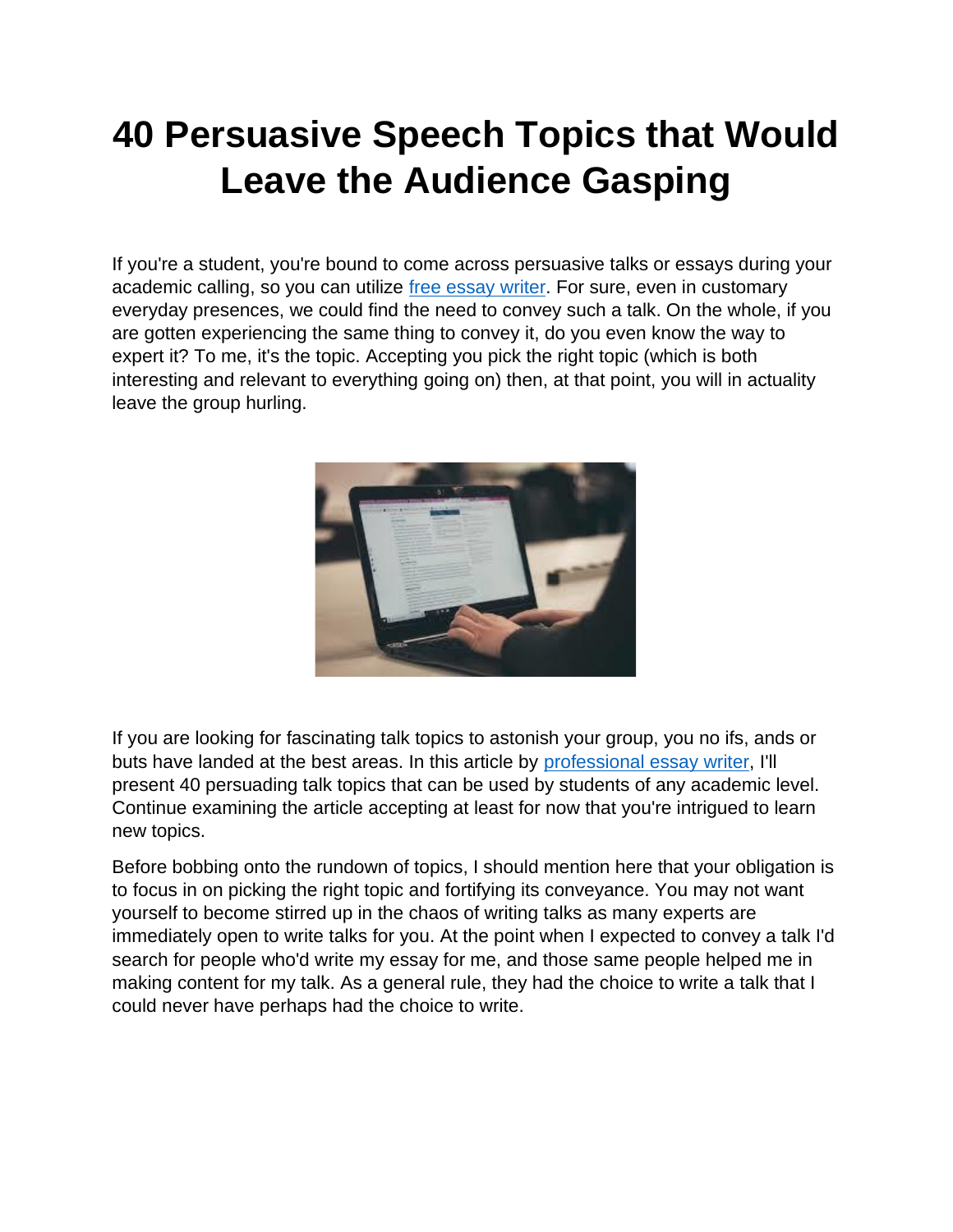# 40 Persuasive Speech Topics that Would Leave the Audience Gasping

If you're a student, you're bound to come across persuasive talks or essays during your academic calling, so you can utilize [free essay writer](). For sure, even in customary everyday presences, we could find the need to convey such a talk. On the whole, if you are gotten experiencing the same thing to convey it, do you even know the way to expert it? To me, it's the topic. Accepting you pick the right topic (which is both interesting and relevant to everything going on) then, at that point, you will in actuality leave the group hurling.

If you are looking for fascinating talk topics to astonish your group, you no ifs, ands or buts have landed at the best areas. In this article by [professional essay writer](), I'll present 40 persuading talk topics that can be used by students of any academic level. Continue examining the article accepting at least for now that you're intrigued to learn new topics.

Before bobbing onto the rundown of topics, I should mention here that your obligation is to focus in on picking the right topic and fortifying its conveyance. You may not want yourself to become stirred up in the chaos of writing talks as many experts are immediately open to write talks for you. At the point when I expected to convey a talk I'd search for people who'd write my essay for me, and those same people helped me in making content for my talk. As a general rule, they had the choice to write a talk that I could never have perhaps had the choice to write.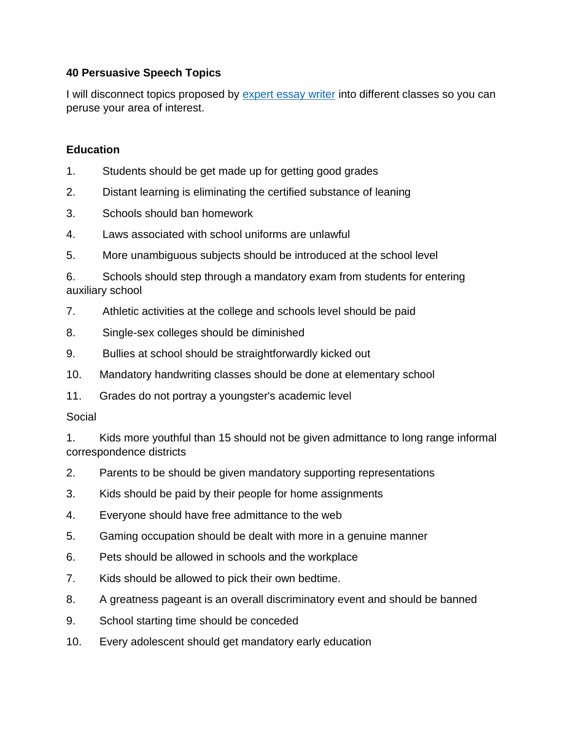**40 Persuasive Speech Topics**

I will disconnect topics proposed by [expert essay writer]() into different classes so you can peruse your area of interest.

**Education**

1. Students should be get made up for getting good grades
2. Distant learning is eliminating the certified substance of leaning
3. Schools should ban homework
4. Laws associated with school uniforms are unlawful
5. More unambiguous subjects should be introduced at the school level
6. Schools should step through a mandatory exam from students for entering auxiliary school
7. Athletic activities at the college and schools level should be paid
8. Single-sex colleges should be diminished
9. Bullies at school should be straightforwardly kicked out
10. Mandatory handwriting classes should be done at elementary school
11. Grades do not portray a youngster's academic level

Social

1. Kids more youthful than 15 should not be given admittance to long range informal correspondence districts
2. Parents to be should be given mandatory supporting representations
3. Kids should be paid by their people for home assignments
4. Everyone should have free admittance to the web
5. Gaming occupation should be dealt with more in a genuine manner
6. Pets should be allowed in schools and the workplace
7. Kids should be allowed to pick their own bedtime.
8. A greatness pageant is an overall discriminatory event and should be banned
9. School starting time should be conceded
10. Every adolescent should get mandatory early education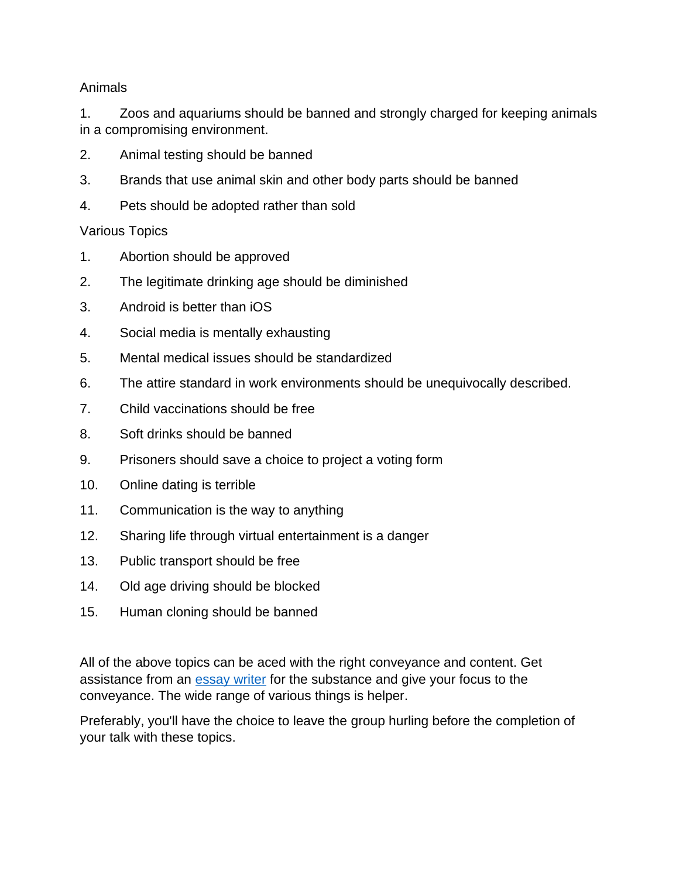Animals

1. Zoos and aquariums should be banned and strongly charged for keeping animals in a compromising environment.
2. Animal testing should be banned
3. Brands that use animal skin and other body parts should be banned
4. Pets should be adopted rather than sold

Various Topics

1. Abortion should be approved
2. The legitimate drinking age should be diminished
3. Android is better than iOS
4. Social media is mentally exhausting
5. Mental medical issues should be standardized
6. The attire standard in work environments should be unequivocally described.
7. Child vaccinations should be free
8. Soft drinks should be banned
9. Prisoners should save a choice to project a voting form
10. Online dating is terrible
11. Communication is the way to anything
12. Sharing life through virtual entertainment is a danger
13. Public transport should be free
14. Old age driving should be blocked
15. Human cloning should be banned

All of the above topics can be aced with the right conveyance and content. Get assistance from an essay writer for the substance and give your focus to the conveyance. The wide range of various things is helper.

Preferably, you'll have the choice to leave the group hurling before the completion of your talk with these topics.